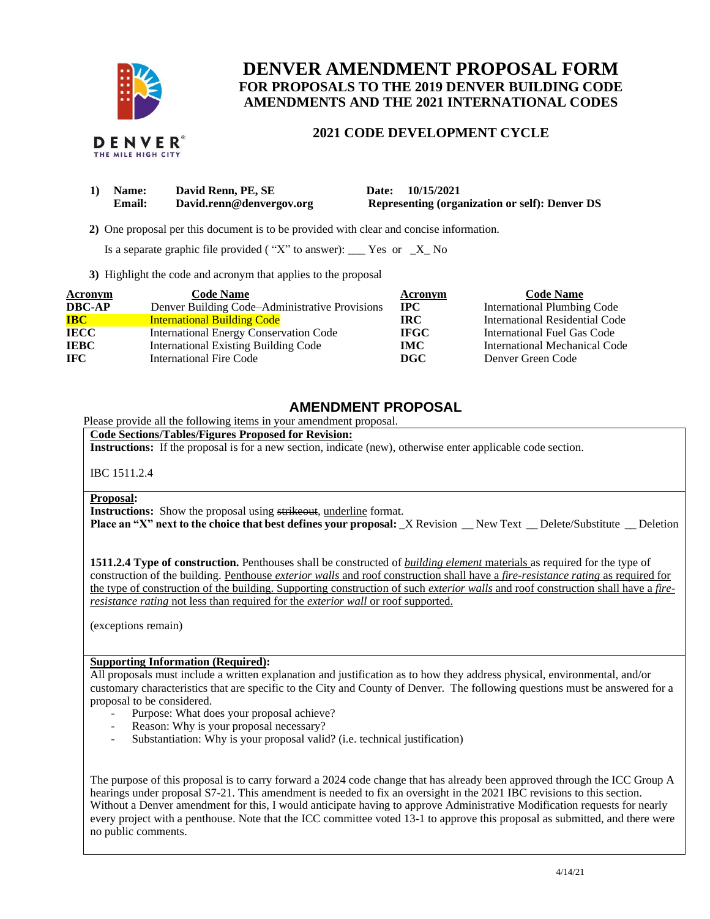DENVER
THE MILE HIGH CITY

# DENVER AMENDMENT PROPOSAL FORM

## FOR PROPOSALS TO THE 2019 DENVER BUILDING CODE AMENDMENTS AND THE 2021 INTERNATIONAL CODES

### 2021 CODE DEVELOPMENT CYCLE

**1) Name:** **David Renn, PE, SE** **Date: 10/15/2021**
**Email:** **David.renn@denvergov.org** **Representing (organization or self): Denver DS**

**2)** One proposal per this document is to be provided with clear and concise information.

Is a separate graphic file provided ( "X" to answer): ___ Yes or _X_ No

**3)** Highlight the code and acronym that applies to the proposal

| Acronym | Code Name | Acronym | Code Name |
|---|---|---|---|
| **DBC-AP** | Denver Building Code–Administrative Provisions | **IPC** | International Plumbing Code |
| **IBC** | International Building Code | **IRC** | International Residential Code |
| **IECC** | International Energy Conservation Code | **IFGC** | International Fuel Gas Code |
| **IEBC** | International Existing Building Code | **IMC** | International Mechanical Code |
| **IFC** | International Fire Code | **DGC** | Denver Green Code |

## AMENDMENT PROPOSAL

Please provide all the following items in your amendment proposal.

**Code Sections/Tables/Figures Proposed for Revision:**

**Instructions:** If the proposal is for a new section, indicate (new), otherwise enter applicable code section.

IBC 1511.2.4

**Proposal:**

**Instructions:** Show the proposal using ~~strikeout~~, <u>underline</u> format.

**Place an "X" next to the choice that best defines your proposal:** _X Revision __ New Text __ Delete/Substitute __ Deletion

**1511.2.4 Type of construction.** Penthouses shall be constructed of <u>*building element* materials</u> as required for the type of construction of the building. <u>Penthouse *exterior walls* and roof construction shall have a *fire-resistance rating* as required for the type of construction of the building. Supporting construction of such *exterior walls* and roof construction shall have a *fire-resistance rating* not less than required for the *exterior wall* or roof supported.</u>

(exceptions remain)

**Supporting Information (Required):**

All proposals must include a written explanation and justification as to how they address physical, environmental, and/or customary characteristics that are specific to the City and County of Denver. The following questions must be answered for a proposal to be considered.

- Purpose: What does your proposal achieve?
- Reason: Why is your proposal necessary?
- Substantiation: Why is your proposal valid? (i.e. technical justification)

The purpose of this proposal is to carry forward a 2024 code change that has already been approved through the ICC Group A hearings under proposal S7-21. This amendment is needed to fix an oversight in the 2021 IBC revisions to this section. Without a Denver amendment for this, I would anticipate having to approve Administrative Modification requests for nearly every project with a penthouse. Note that the ICC committee voted 13-1 to approve this proposal as submitted, and there were no public comments.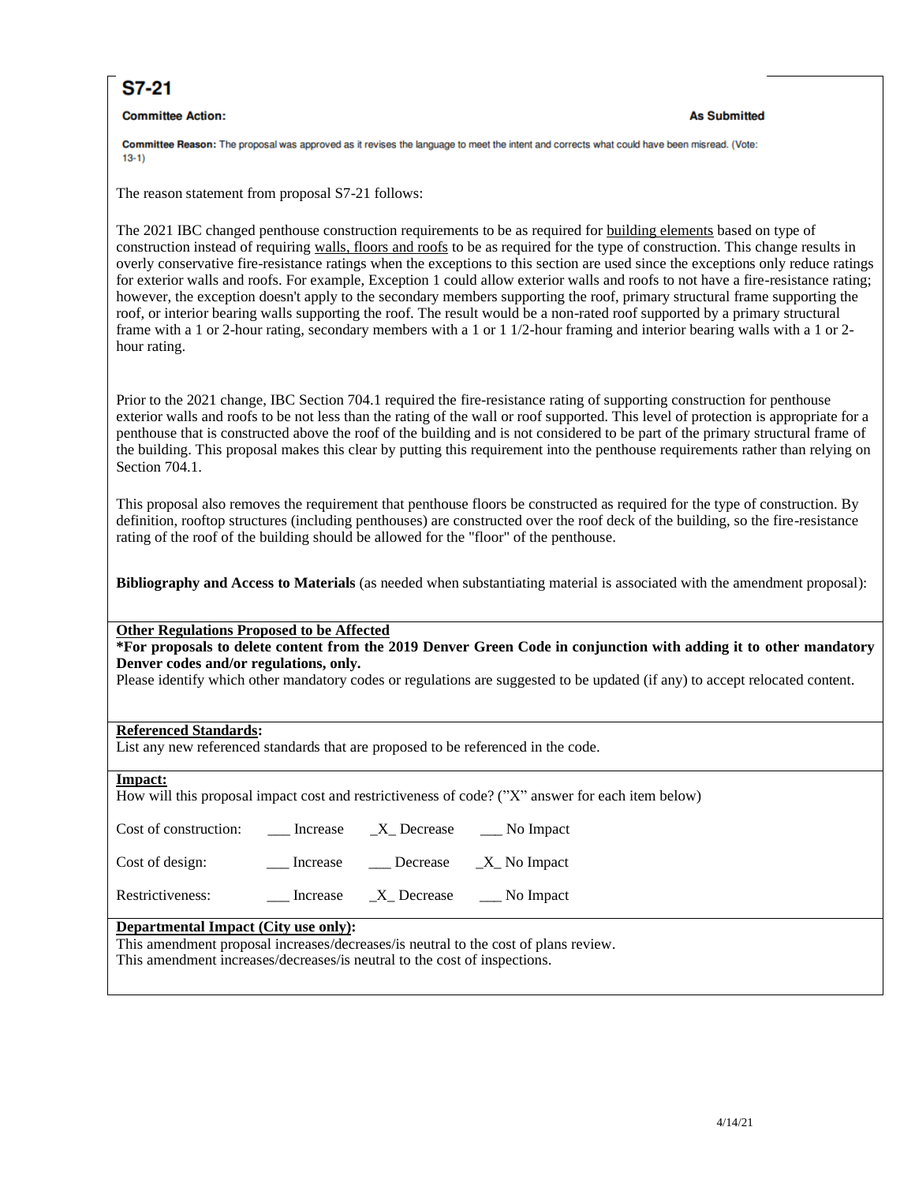## S7-21

**Committee Action:** **As Submitted**

**Committee Reason:** The proposal was approved as it revises the language to meet the intent and corrects what could have been misread. (Vote: 13-1)

The reason statement from proposal S7-21 follows:

The 2021 IBC changed penthouse construction requirements to be as required for building elements based on type of construction instead of requiring walls, floors and roofs to be as required for the type of construction. This change results in overly conservative fire-resistance ratings when the exceptions to this section are used since the exceptions only reduce ratings for exterior walls and roofs. For example, Exception 1 could allow exterior walls and roofs to not have a fire-resistance rating; however, the exception doesn't apply to the secondary members supporting the roof, primary structural frame supporting the roof, or interior bearing walls supporting the roof. The result would be a non-rated roof supported by a primary structural frame with a 1 or 2-hour rating, secondary members with a 1 or 1 1/2-hour framing and interior bearing walls with a 1 or 2-hour rating.

Prior to the 2021 change, IBC Section 704.1 required the fire-resistance rating of supporting construction for penthouse exterior walls and roofs to be not less than the rating of the wall or roof supported. This level of protection is appropriate for a penthouse that is constructed above the roof of the building and is not considered to be part of the primary structural frame of the building. This proposal makes this clear by putting this requirement into the penthouse requirements rather than relying on Section 704.1.

This proposal also removes the requirement that penthouse floors be constructed as required for the type of construction. By definition, rooftop structures (including penthouses) are constructed over the roof deck of the building, so the fire-resistance rating of the roof of the building should be allowed for the "floor" of the penthouse.

**Bibliography and Access to Materials** (as needed when substantiating material is associated with the amendment proposal):

**Other Regulations Proposed to be Affected**
**\*For proposals to delete content from the 2019 Denver Green Code in conjunction with adding it to other mandatory Denver codes and/or regulations, only.**
Please identify which other mandatory codes or regulations are suggested to be updated (if any) to accept relocated content.

**Referenced Standards:**
List any new referenced standards that are proposed to be referenced in the code.

**Impact:**
How will this proposal impact cost and restrictiveness of code? (”X” answer for each item below)

| | | | |
|---|---|---|---|
| Cost of construction: | ___ Increase | _X_ Decrease | ___ No Impact |
| Cost of design: | ___ Increase | ___ Decrease | _X_ No Impact |
| Restrictiveness: | ___ Increase | _X_ Decrease | ___ No Impact |

**Departmental Impact (City use only):**
This amendment proposal increases/decreases/is neutral to the cost of plans review.
This amendment increases/decreases/is neutral to the cost of inspections.

4/14/21